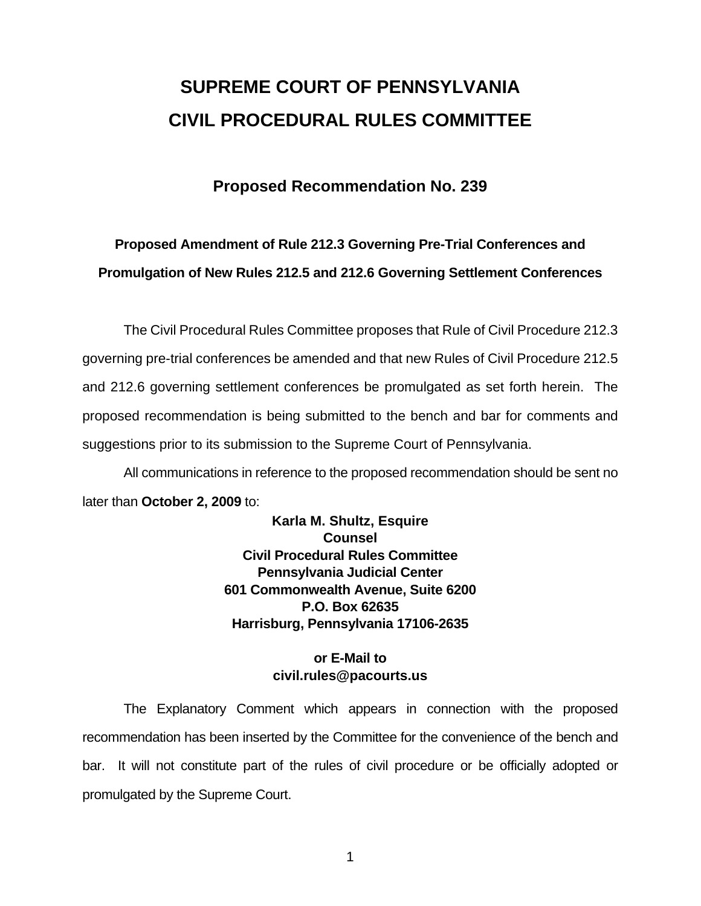# SUPREME COURT OF PENNSYLVANIA
# CIVIL PROCEDURAL RULES COMMITTEE

## Proposed Recommendation No. 239

### Proposed Amendment of Rule 212.3 Governing Pre-Trial Conferences and Promulgation of New Rules 212.5 and 212.6 Governing Settlement Conferences

The Civil Procedural Rules Committee proposes that Rule of Civil Procedure 212.3 governing pre-trial conferences be amended and that new Rules of Civil Procedure 212.5 and 212.6 governing settlement conferences be promulgated as set forth herein. The proposed recommendation is being submitted to the bench and bar for comments and suggestions prior to its submission to the Supreme Court of Pennsylvania.

All communications in reference to the proposed recommendation should be sent no later than **October 2, 2009** to:

**Karla M. Shultz, Esquire**
**Counsel**
**Civil Procedural Rules Committee**
**Pennsylvania Judicial Center**
**601 Commonwealth Avenue, Suite 6200**
**P.O. Box 62635**
**Harrisburg, Pennsylvania 17106-2635**

**or E-Mail to**
**civil.rules@pacourts.us**

The Explanatory Comment which appears in connection with the proposed recommendation has been inserted by the Committee for the convenience of the bench and bar. It will not constitute part of the rules of civil procedure or be officially adopted or promulgated by the Supreme Court.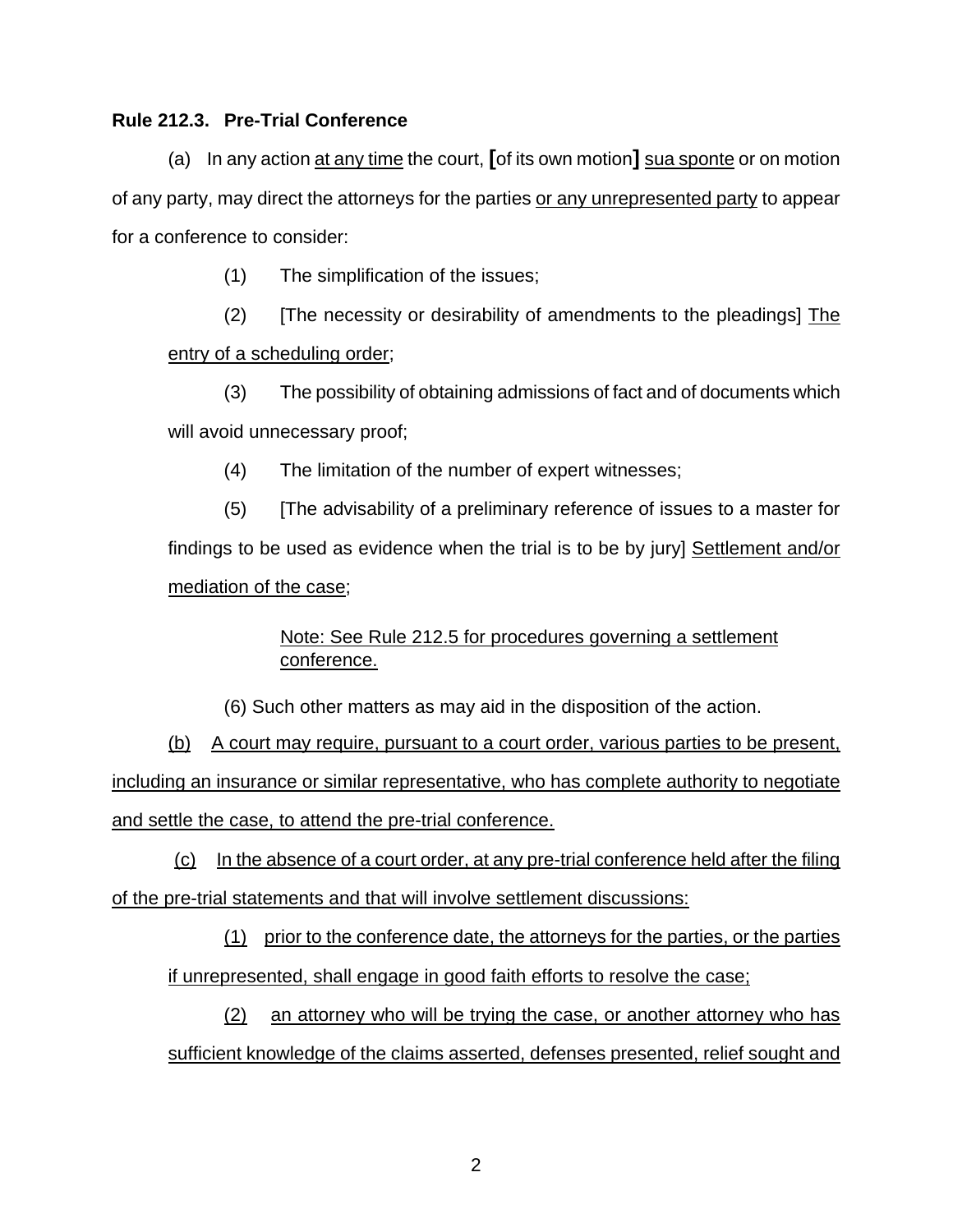**Rule 212.3. Pre-Trial Conference**

(a) In any action <u>at any time</u> the court, **[**of its own motion**]** <u>sua sponte</u> or on motion of any party, may direct the attorneys for the parties <u>or any unrepresented party</u> to appear for a conference to consider:

(1) The simplification of the issues;

(2) [The necessity or desirability of amendments to the pleadings] <u>The entry of a scheduling order</u>;

(3) The possibility of obtaining admissions of fact and of documents which will avoid unnecessary proof;

(4) The limitation of the number of expert witnesses;

(5) [The advisability of a preliminary reference of issues to a master for findings to be used as evidence when the trial is to be by jury] <u>Settlement and/or mediation of the case</u>;

> <u>Note: See Rule 212.5 for procedures governing a settlement conference.</u>

(6) Such other matters as may aid in the disposition of the action.

<u>(b) A court may require, pursuant to a court order, various parties to be present, including an insurance or similar representative, who has complete authority to negotiate and settle the case, to attend the pre-trial conference.</u>

<u>(c) In the absence of a court order, at any pre-trial conference held after the filing of the pre-trial statements and that will involve settlement discussions:</u>

<u>(1) prior to the conference date, the attorneys for the parties, or the parties if unrepresented, shall engage in good faith efforts to resolve the case;</u>

<u>(2) an attorney who will be trying the case, or another attorney who has sufficient knowledge of the claims asserted, defenses presented, relief sought and</u>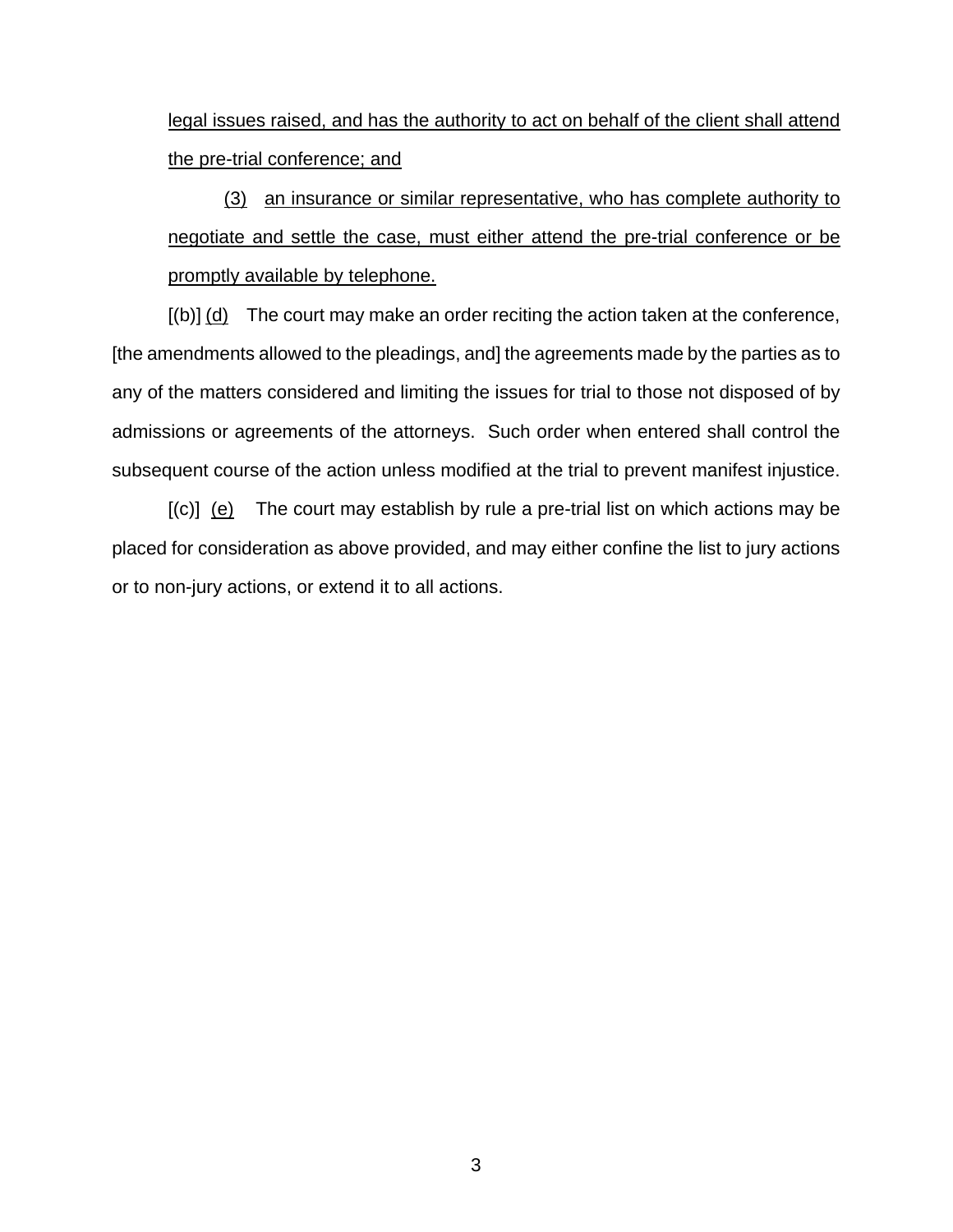legal issues raised, and has the authority to act on behalf of the client shall attend the pre-trial conference; and

(3) an insurance or similar representative, who has complete authority to negotiate and settle the case, must either attend the pre-trial conference or be promptly available by telephone.

[(b)] (d) The court may make an order reciting the action taken at the conference, [the amendments allowed to the pleadings, and] the agreements made by the parties as to any of the matters considered and limiting the issues for trial to those not disposed of by admissions or agreements of the attorneys. Such order when entered shall control the subsequent course of the action unless modified at the trial to prevent manifest injustice.

[(c)] (e) The court may establish by rule a pre-trial list on which actions may be placed for consideration as above provided, and may either confine the list to jury actions or to non-jury actions, or extend it to all actions.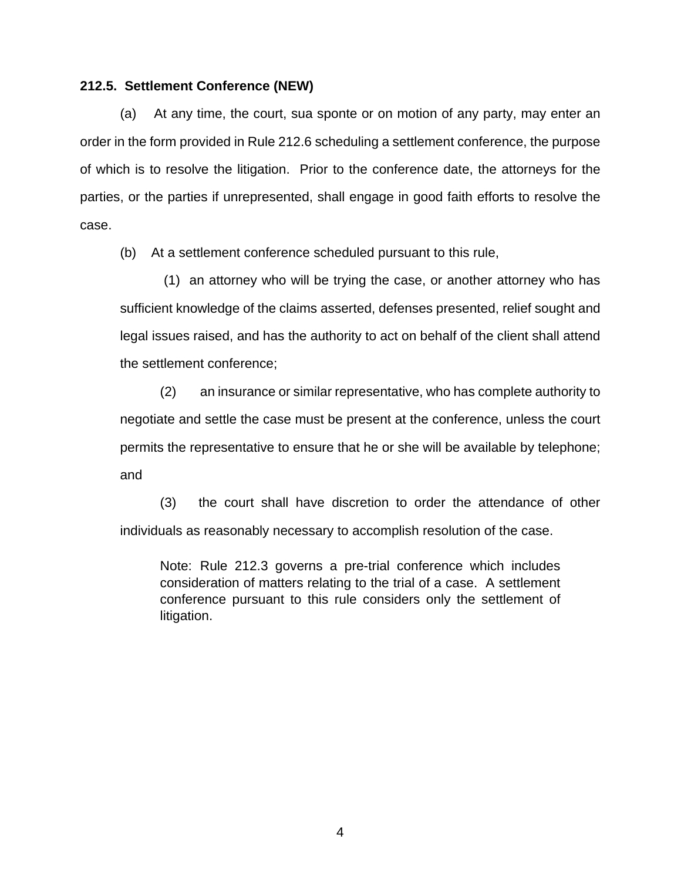**212.5. Settlement Conference (NEW)**

(a) At any time, the court, sua sponte or on motion of any party, may enter an order in the form provided in Rule 212.6 scheduling a settlement conference, the purpose of which is to resolve the litigation. Prior to the conference date, the attorneys for the parties, or the parties if unrepresented, shall engage in good faith efforts to resolve the case.

(b) At a settlement conference scheduled pursuant to this rule,

(1) an attorney who will be trying the case, or another attorney who has sufficient knowledge of the claims asserted, defenses presented, relief sought and legal issues raised, and has the authority to act on behalf of the client shall attend the settlement conference;

(2) an insurance or similar representative, who has complete authority to negotiate and settle the case must be present at the conference, unless the court permits the representative to ensure that he or she will be available by telephone; and

(3) the court shall have discretion to order the attendance of other individuals as reasonably necessary to accomplish resolution of the case.

> Note: Rule 212.3 governs a pre-trial conference which includes consideration of matters relating to the trial of a case. A settlement conference pursuant to this rule considers only the settlement of litigation.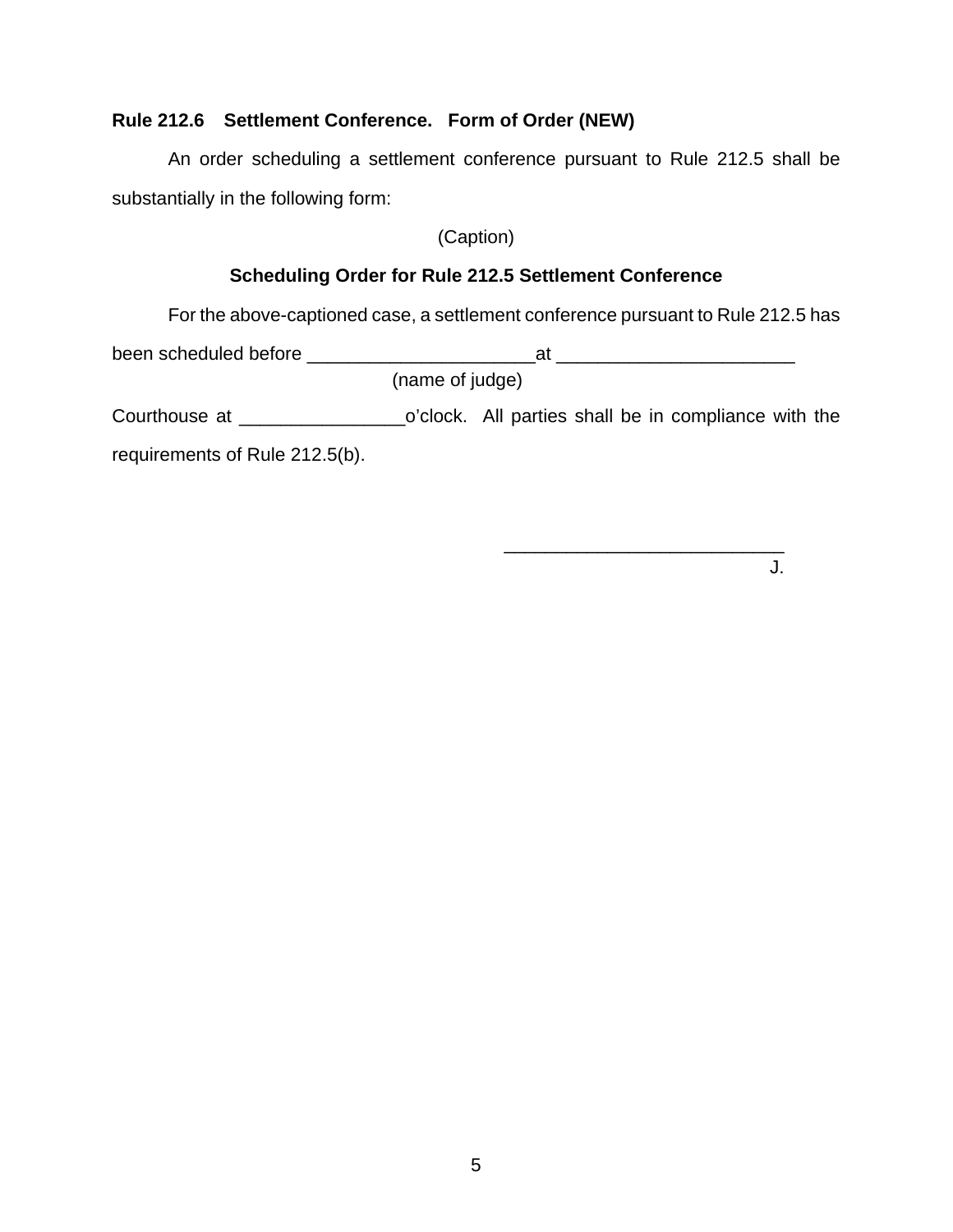**Rule 212.6 Settlement Conference. Form of Order (NEW)**

An order scheduling a settlement conference pursuant to Rule 212.5 shall be substantially in the following form:

(Caption)

**Scheduling Order for Rule 212.5 Settlement Conference**

For the above-captioned case, a settlement conference pursuant to Rule 212.5 has been scheduled before ______________________ at _______________________
(name of judge)
Courthouse at ________________ o'clock. All parties shall be in compliance with the requirements of Rule 212.5(b).

___________________________
J.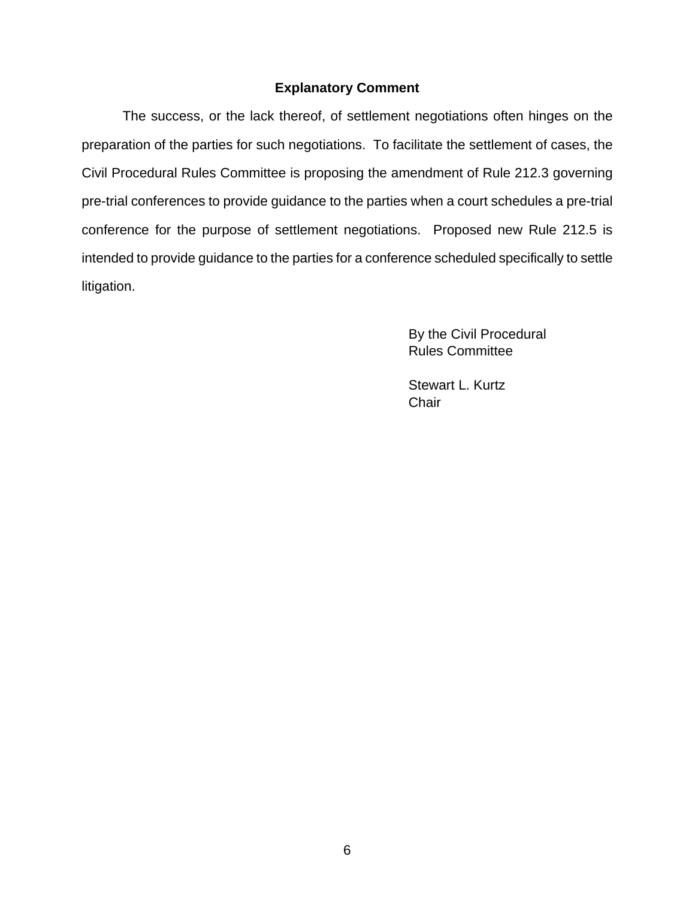## Explanatory Comment

The success, or the lack thereof, of settlement negotiations often hinges on the preparation of the parties for such negotiations. To facilitate the settlement of cases, the Civil Procedural Rules Committee is proposing the amendment of Rule 212.3 governing pre-trial conferences to provide guidance to the parties when a court schedules a pre-trial conference for the purpose of settlement negotiations. Proposed new Rule 212.5 is intended to provide guidance to the parties for a conference scheduled specifically to settle litigation.

By the Civil Procedural
Rules Committee

Stewart L. Kurtz
Chair